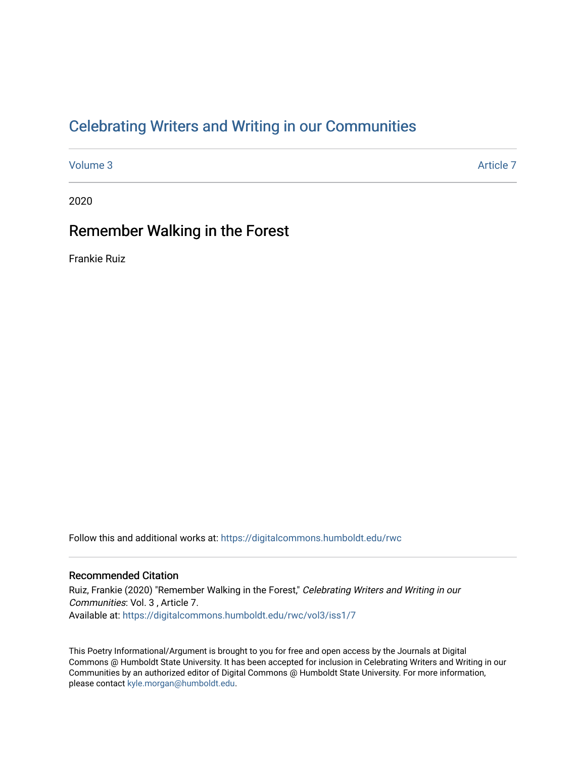# Celebrating Writers and Writing in our Communities

Volume 3 Article 7

2020

## Remember Walking in the Forest

Frankie Ruiz

Follow this and additional works at: https://digitalcommons.humboldt.edu/rwc

### Recommended Citation

Ruiz, Frankie (2020) "Remember Walking in the Forest," *Celebrating Writers and Writing in our Communities*: Vol. 3 , Article 7.
Available at: https://digitalcommons.humboldt.edu/rwc/vol3/iss1/7

This Poetry Informational/Argument is brought to you for free and open access by the Journals at Digital Commons @ Humboldt State University. It has been accepted for inclusion in Celebrating Writers and Writing in our Communities by an authorized editor of Digital Commons @ Humboldt State University. For more information, please contact kyle.morgan@humboldt.edu.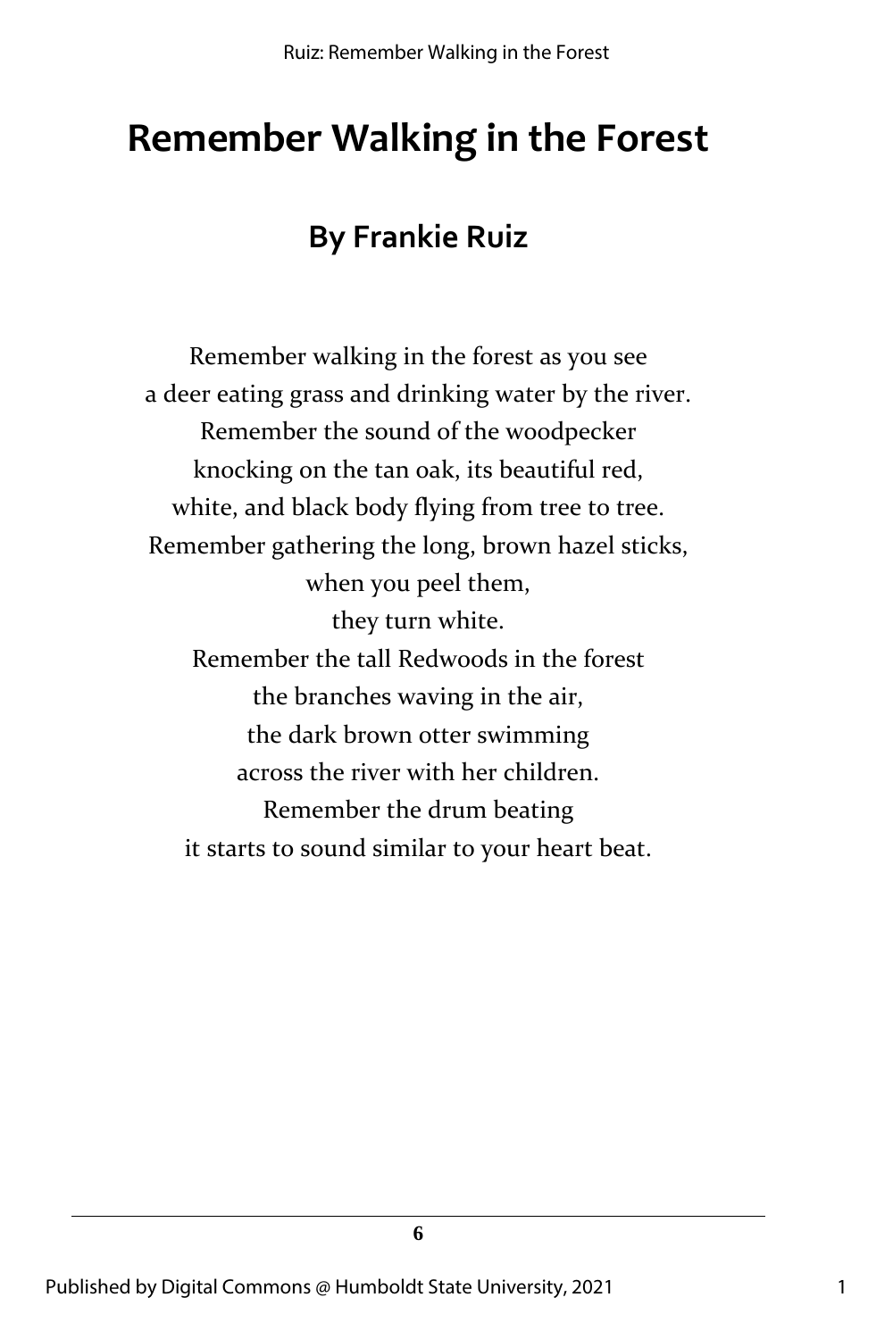# Remember Walking in the Forest

## By Frankie Ruiz

Remember walking in the forest as you see
a deer eating grass and drinking water by the river.
Remember the sound of the woodpecker
knocking on the tan oak, its beautiful red,
white, and black body flying from tree to tree.
Remember gathering the long, brown hazel sticks,
when you peel them,
they turn white.
Remember the tall Redwoods in the forest
the branches waving in the air,
the dark brown otter swimming
across the river with her children.
Remember the drum beating
it starts to sound similar to your heart beat.